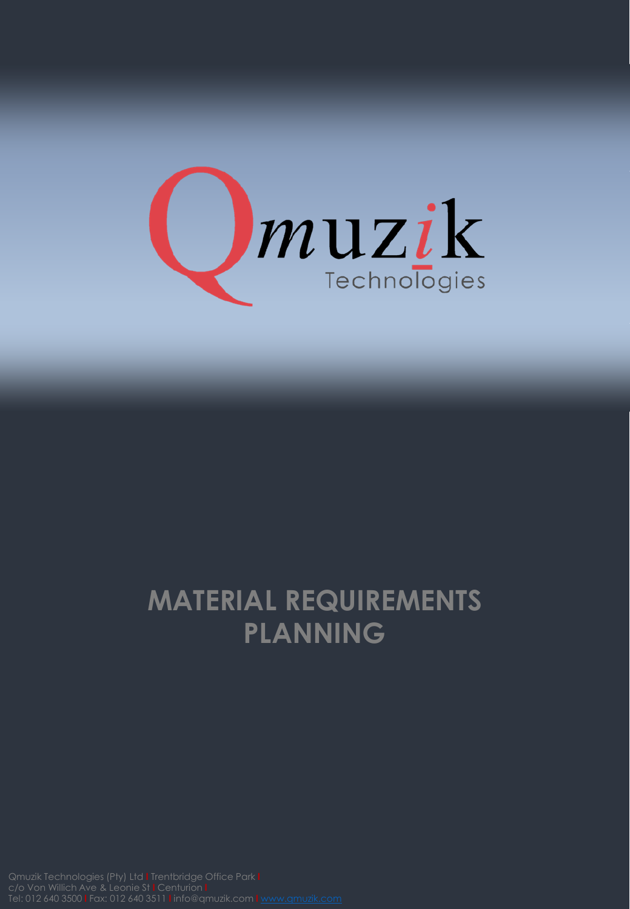Qmuzik Technologies

# MATERIAL REQUIREMENTS PLANNING

Qmuzik Technologies (Pty) Ltd | Trentbridge Office Park |
c/o Von Willich Ave & Leonie St | Centurion |
Tel: 012 640 3500 | Fax: 012 640 3511 | info@qmuzik.com | www.qmuzik.com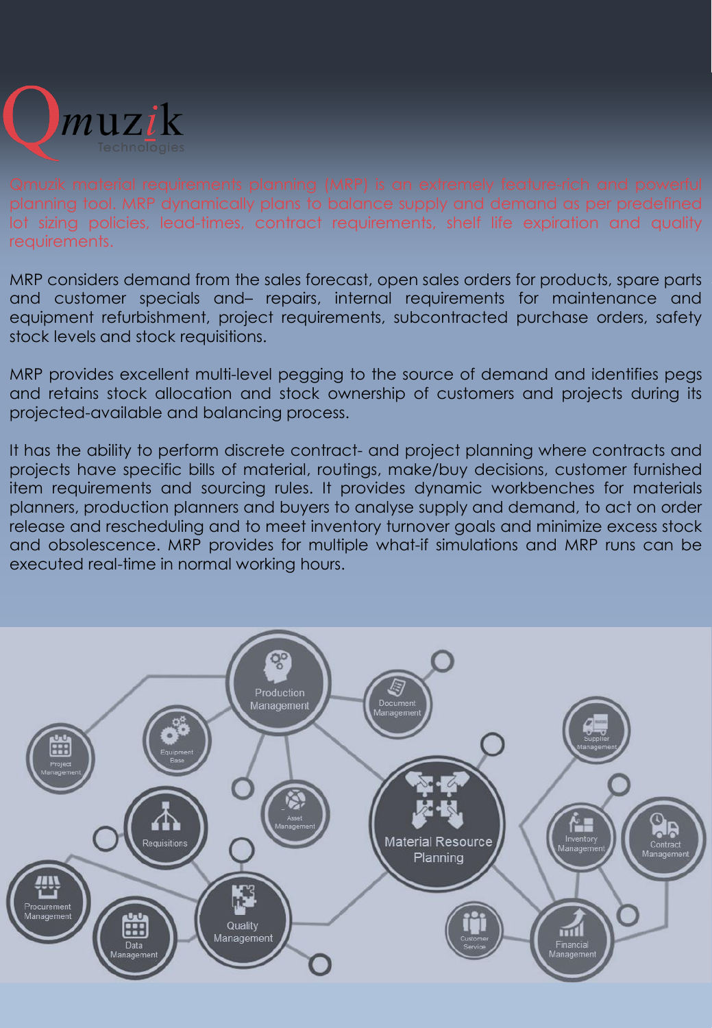Qmuzik Technologies

Qmuzik material requirements planning (MRP) is an extremely feature-rich and powerful planning tool. MRP dynamically plans to balance supply and demand as per predefined lot sizing policies, lead-times, contract requirements, shelf life expiration and quality requirements.

MRP considers demand from the sales forecast, open sales orders for products, spare parts and customer specials and– repairs, internal requirements for maintenance and equipment refurbishment, project requirements, subcontracted purchase orders, safety stock levels and stock requisitions.

MRP provides excellent multi-level pegging to the source of demand and identifies pegs and retains stock allocation and stock ownership of customers and projects during its projected-available and balancing process.

It has the ability to perform discrete contract- and project planning where contracts and projects have specific bills of material, routings, make/buy decisions, customer furnished item requirements and sourcing rules. It provides dynamic workbenches for materials planners, production planners and buyers to analyse supply and demand, to act on order release and rescheduling and to meet inventory turnover goals and minimize excess stock and obsolescence. MRP provides for multiple what-if simulations and MRP runs can be executed real-time in normal working hours.

Production Management, Document Management, Supplier Management, Project Management, Equipment Base, Asset Management, Material Resource Planning, Inventory Management, Contract Management, Requisitions, Procurement Management, Data Management, Quality Management, Customer Service, Financial Management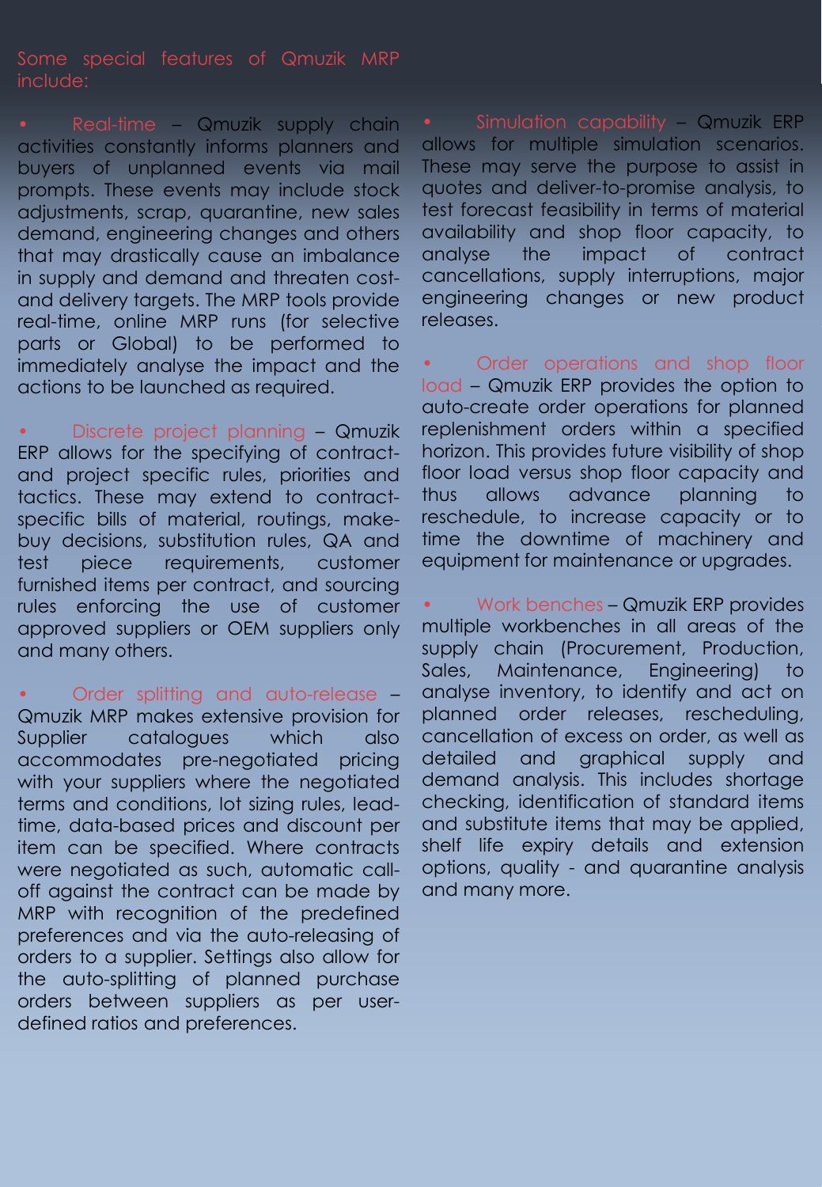Some special features of Qmuzik MRP include:

- **Real-time** – Qmuzik supply chain activities constantly informs planners and buyers of unplanned events via mail prompts. These events may include stock adjustments, scrap, quarantine, new sales demand, engineering changes and others that may drastically cause an imbalance in supply and demand and threaten cost- and delivery targets. The MRP tools provide real-time, online MRP runs (for selective parts or Global) to be performed to immediately analyse the impact and the actions to be launched as required.

- **Discrete project planning** – Qmuzik ERP allows for the specifying of contract- and project specific rules, priorities and tactics. These may extend to contract-specific bills of material, routings, make-buy decisions, substitution rules, QA and test piece requirements, customer furnished items per contract, and sourcing rules enforcing the use of customer approved suppliers or OEM suppliers only and many others.

- **Order splitting and auto-release** – Qmuzik MRP makes extensive provision for Supplier catalogues which also accommodates pre-negotiated pricing with your suppliers where the negotiated terms and conditions, lot sizing rules, lead-time, data-based prices and discount per item can be specified. Where contracts were negotiated as such, automatic call-off against the contract can be made by MRP with recognition of the predefined preferences and via the auto-releasing of orders to a supplier. Settings also allow for the auto-splitting of planned purchase orders between suppliers as per user-defined ratios and preferences.

- **Simulation capability** – Qmuzik ERP allows for multiple simulation scenarios. These may serve the purpose to assist in quotes and deliver-to-promise analysis, to test forecast feasibility in terms of material availability and shop floor capacity, to analyse the impact of contract cancellations, supply interruptions, major engineering changes or new product releases.

- **Order operations and shop floor load** – Qmuzik ERP provides the option to auto-create order operations for planned replenishment orders within a specified horizon. This provides future visibility of shop floor load versus shop floor capacity and thus allows advance planning to reschedule, to increase capacity or to time the downtime of machinery and equipment for maintenance or upgrades.

- **Work benches** – Qmuzik ERP provides multiple workbenches in all areas of the supply chain (Procurement, Production, Sales, Maintenance, Engineering) to analyse inventory, to identify and act on planned order releases, rescheduling, cancellation of excess on order, as well as detailed and graphical supply and demand analysis. This includes shortage checking, identification of standard items and substitute items that may be applied, shelf life expiry details and extension options, quality - and quarantine analysis and many more.